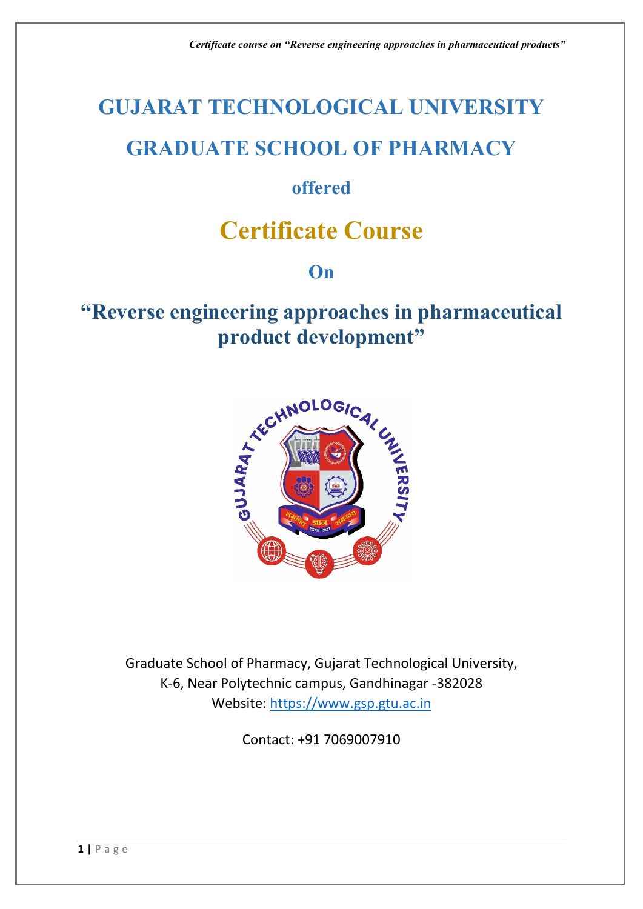# GUJARAT TECHNOLOGICAL UNIVERSITY

# GRADUATE SCHOOL OF PHARMACY

### offered

# Certificate Course

## On

# "Reverse engineering approaches in pharmaceutical product development"

Graduate School of Pharmacy, Gujarat Technological University,
K-6, Near Polytechnic campus, Gandhinagar -382028
Website: https://www.gsp.gtu.ac.in

Contact: +91 7069007910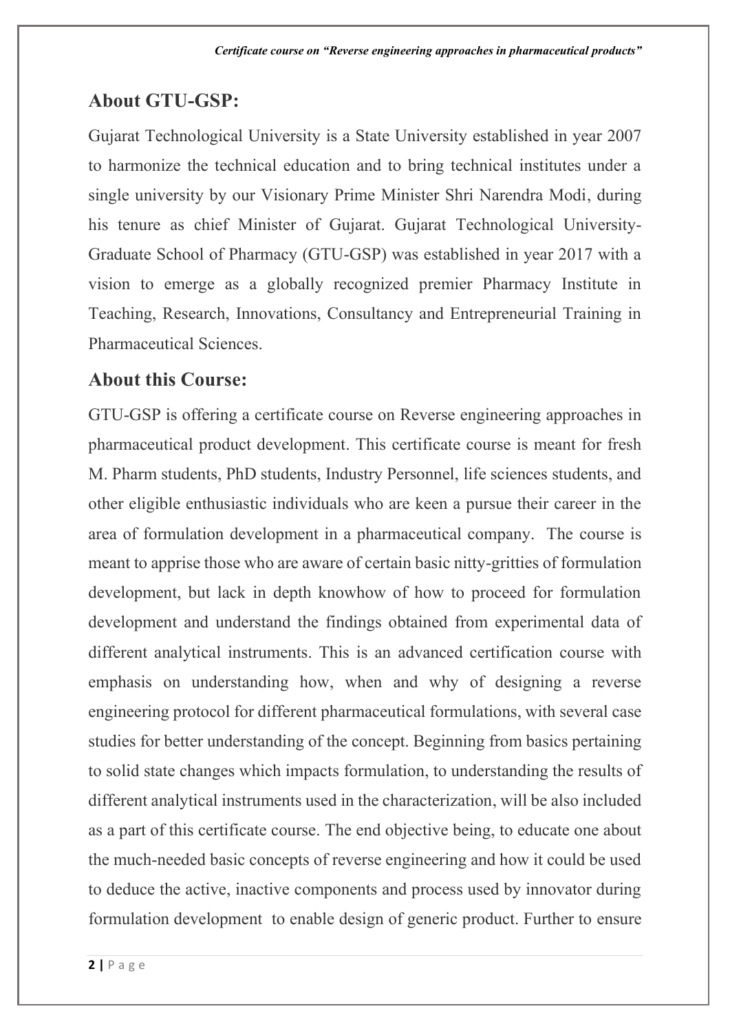## About GTU-GSP:

Gujarat Technological University is a State University established in year 2007 to harmonize the technical education and to bring technical institutes under a single university by our Visionary Prime Minister Shri Narendra Modi, during his tenure as chief Minister of Gujarat. Gujarat Technological University-Graduate School of Pharmacy (GTU-GSP) was established in year 2017 with a vision to emerge as a globally recognized premier Pharmacy Institute in Teaching, Research, Innovations, Consultancy and Entrepreneurial Training in Pharmaceutical Sciences.

## About this Course:

GTU-GSP is offering a certificate course on Reverse engineering approaches in pharmaceutical product development. This certificate course is meant for fresh M. Pharm students, PhD students, Industry Personnel, life sciences students, and other eligible enthusiastic individuals who are keen a pursue their career in the area of formulation development in a pharmaceutical company. The course is meant to apprise those who are aware of certain basic nitty-gritties of formulation development, but lack in depth knowhow of how to proceed for formulation development and understand the findings obtained from experimental data of different analytical instruments. This is an advanced certification course with emphasis on understanding how, when and why of designing a reverse engineering protocol for different pharmaceutical formulations, with several case studies for better understanding of the concept. Beginning from basics pertaining to solid state changes which impacts formulation, to understanding the results of different analytical instruments used in the characterization, will be also included as a part of this certificate course. The end objective being, to educate one about the much-needed basic concepts of reverse engineering and how it could be used to deduce the active, inactive components and process used by innovator during formulation development to enable design of generic product. Further to ensure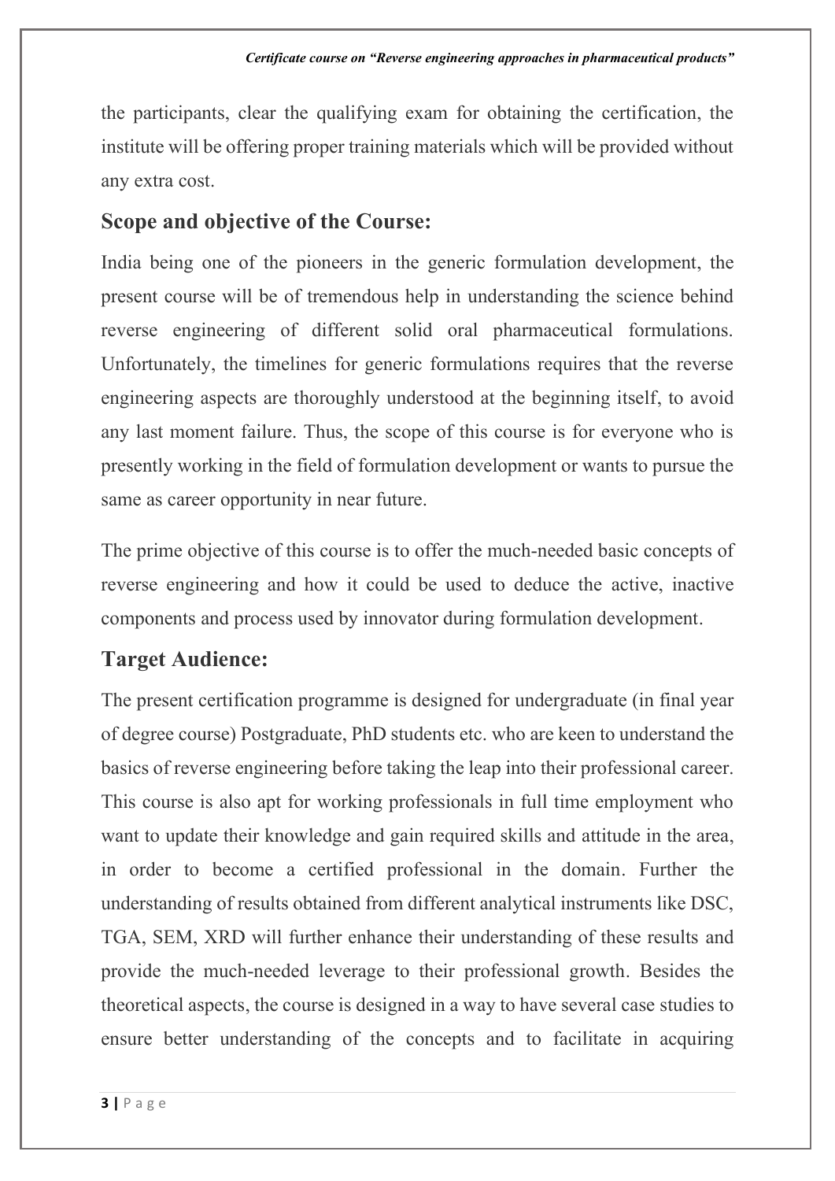the participants, clear the qualifying exam for obtaining the certification, the institute will be offering proper training materials which will be provided without any extra cost.

## Scope and objective of the Course:

India being one of the pioneers in the generic formulation development, the present course will be of tremendous help in understanding the science behind reverse engineering of different solid oral pharmaceutical formulations. Unfortunately, the timelines for generic formulations requires that the reverse engineering aspects are thoroughly understood at the beginning itself, to avoid any last moment failure. Thus, the scope of this course is for everyone who is presently working in the field of formulation development or wants to pursue the same as career opportunity in near future.

The prime objective of this course is to offer the much-needed basic concepts of reverse engineering and how it could be used to deduce the active, inactive components and process used by innovator during formulation development.

## Target Audience:

The present certification programme is designed for undergraduate (in final year of degree course) Postgraduate, PhD students etc. who are keen to understand the basics of reverse engineering before taking the leap into their professional career. This course is also apt for working professionals in full time employment who want to update their knowledge and gain required skills and attitude in the area, in order to become a certified professional in the domain. Further the understanding of results obtained from different analytical instruments like DSC, TGA, SEM, XRD will further enhance their understanding of these results and provide the much-needed leverage to their professional growth. Besides the theoretical aspects, the course is designed in a way to have several case studies to ensure better understanding of the concepts and to facilitate in acquiring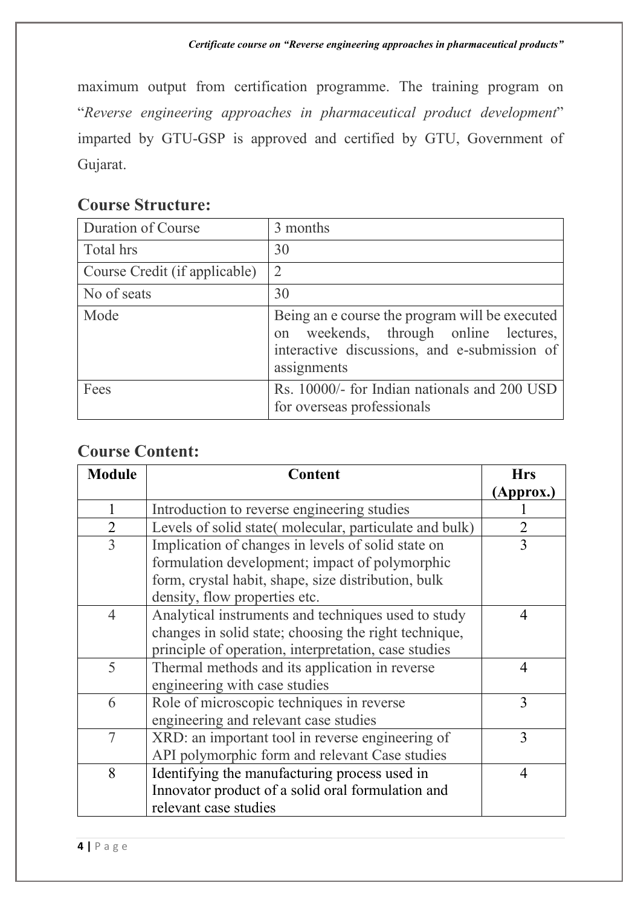maximum output from certification programme. The training program on "*Reverse engineering approaches in pharmaceutical product development*" imparted by GTU-GSP is approved and certified by GTU, Government of Gujarat.

## Course Structure:

| Duration of Course | 3 months |
|---|---|
| Total hrs | 30 |
| Course Credit (if applicable) | 2 |
| No of seats | 30 |
| Mode | Being an e course the program will be executed on weekends, through online lectures, interactive discussions, and e-submission of assignments |
| Fees | Rs. 10000/- for Indian nationals and 200 USD for overseas professionals |

## Course Content:

| Module | Content | Hrs (Approx.) |
|---|---|---|
| 1 | Introduction to reverse engineering studies | 1 |
| 2 | Levels of solid state( molecular, particulate and bulk) | 2 |
| 3 | Implication of changes in levels of solid state on formulation development; impact of polymorphic form, crystal habit, shape, size distribution, bulk density, flow properties etc. | 3 |
| 4 | Analytical instruments and techniques used to study changes in solid state; choosing the right technique, principle of operation, interpretation, case studies | 4 |
| 5 | Thermal methods and its application in reverse engineering with case studies | 4 |
| 6 | Role of microscopic techniques in reverse engineering and relevant case studies | 3 |
| 7 | XRD: an important tool in reverse engineering of API polymorphic form and relevant Case studies | 3 |
| 8 | Identifying the manufacturing process used in Innovator product of a solid oral formulation and relevant case studies | 4 |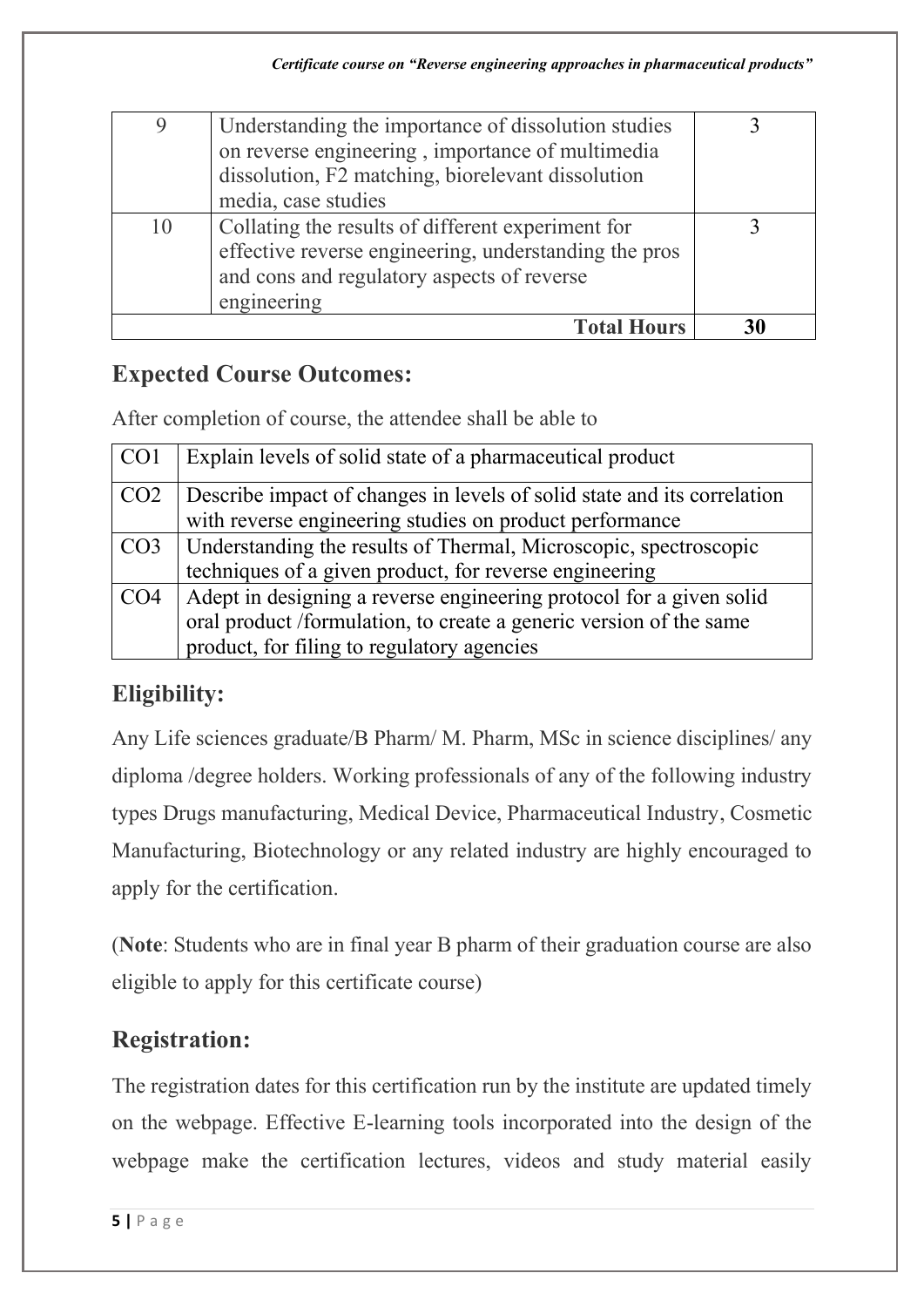| 9 | Understanding the importance of dissolution studies on reverse engineering , importance of multimedia dissolution, F2 matching, biorelevant dissolution media, case studies | 3 |
|---|---|---|
| 10 | Collating the results of different experiment for effective reverse engineering, understanding the pros and cons and regulatory aspects of reverse engineering | 3 |
| | **Total Hours** | **30** |

## Expected Course Outcomes:

After completion of course, the attendee shall be able to

| CO1 | Explain levels of solid state of a pharmaceutical product |
|---|---|
| CO2 | Describe impact of changes in levels of solid state and its correlation with reverse engineering studies on product performance |
| CO3 | Understanding the results of Thermal, Microscopic, spectroscopic techniques of a given product, for reverse engineering |
| CO4 | Adept in designing a reverse engineering protocol for a given solid oral product /formulation, to create a generic version of the same product, for filing to regulatory agencies |

## Eligibility:

Any Life sciences graduate/B Pharm/ M. Pharm, MSc in science disciplines/ any diploma /degree holders. Working professionals of any of the following industry types Drugs manufacturing, Medical Device, Pharmaceutical Industry, Cosmetic Manufacturing, Biotechnology or any related industry are highly encouraged to apply for the certification.

(**Note**: Students who are in final year B pharm of their graduation course are also eligible to apply for this certificate course)

## Registration:

The registration dates for this certification run by the institute are updated timely on the webpage. Effective E-learning tools incorporated into the design of the webpage make the certification lectures, videos and study material easily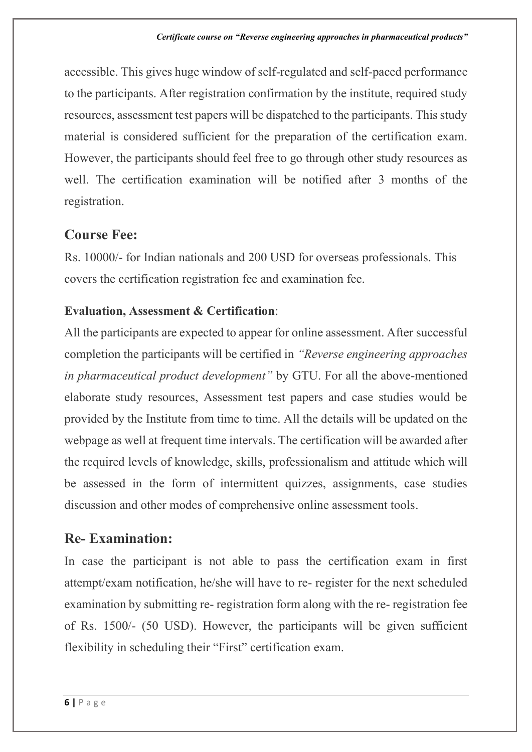accessible. This gives huge window of self-regulated and self-paced performance to the participants. After registration confirmation by the institute, required study resources, assessment test papers will be dispatched to the participants. This study material is considered sufficient for the preparation of the certification exam. However, the participants should feel free to go through other study resources as well. The certification examination will be notified after 3 months of the registration.

## Course Fee:

Rs. 10000/- for Indian nationals and 200 USD for overseas professionals. This covers the certification registration fee and examination fee.

### Evaluation, Assessment & Certification:

All the participants are expected to appear for online assessment. After successful completion the participants will be certified in *"Reverse engineering approaches in pharmaceutical product development"* by GTU. For all the above-mentioned elaborate study resources, Assessment test papers and case studies would be provided by the Institute from time to time. All the details will be updated on the webpage as well at frequent time intervals. The certification will be awarded after the required levels of knowledge, skills, professionalism and attitude which will be assessed in the form of intermittent quizzes, assignments, case studies discussion and other modes of comprehensive online assessment tools.

## Re- Examination:

In case the participant is not able to pass the certification exam in first attempt/exam notification, he/she will have to re- register for the next scheduled examination by submitting re- registration form along with the re- registration fee of Rs. 1500/- (50 USD). However, the participants will be given sufficient flexibility in scheduling their "First" certification exam.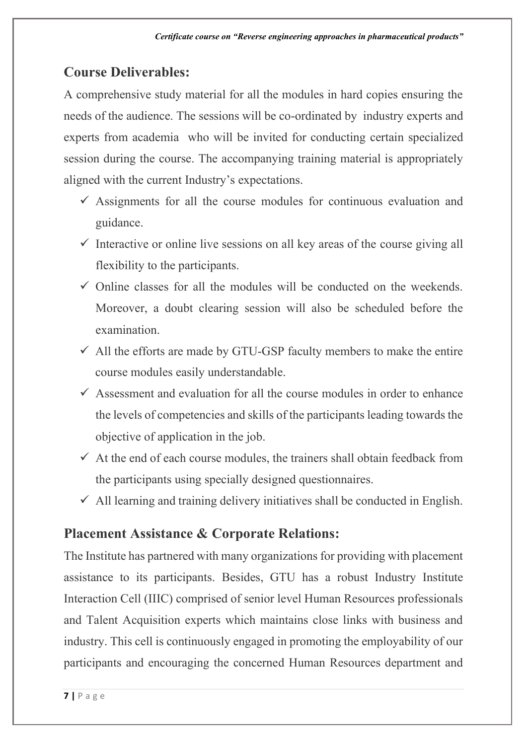## Course Deliverables:

A comprehensive study material for all the modules in hard copies ensuring the needs of the audience. The sessions will be co-ordinated by industry experts and experts from academia who will be invited for conducting certain specialized session during the course. The accompanying training material is appropriately aligned with the current Industry's expectations.

- ✓ Assignments for all the course modules for continuous evaluation and guidance.
- ✓ Interactive or online live sessions on all key areas of the course giving all flexibility to the participants.
- ✓ Online classes for all the modules will be conducted on the weekends. Moreover, a doubt clearing session will also be scheduled before the examination.
- ✓ All the efforts are made by GTU-GSP faculty members to make the entire course modules easily understandable.
- ✓ Assessment and evaluation for all the course modules in order to enhance the levels of competencies and skills of the participants leading towards the objective of application in the job.
- ✓ At the end of each course modules, the trainers shall obtain feedback from the participants using specially designed questionnaires.
- ✓ All learning and training delivery initiatives shall be conducted in English.

## Placement Assistance & Corporate Relations:

The Institute has partnered with many organizations for providing with placement assistance to its participants. Besides, GTU has a robust Industry Institute Interaction Cell (IIIC) comprised of senior level Human Resources professionals and Talent Acquisition experts which maintains close links with business and industry. This cell is continuously engaged in promoting the employability of our participants and encouraging the concerned Human Resources department and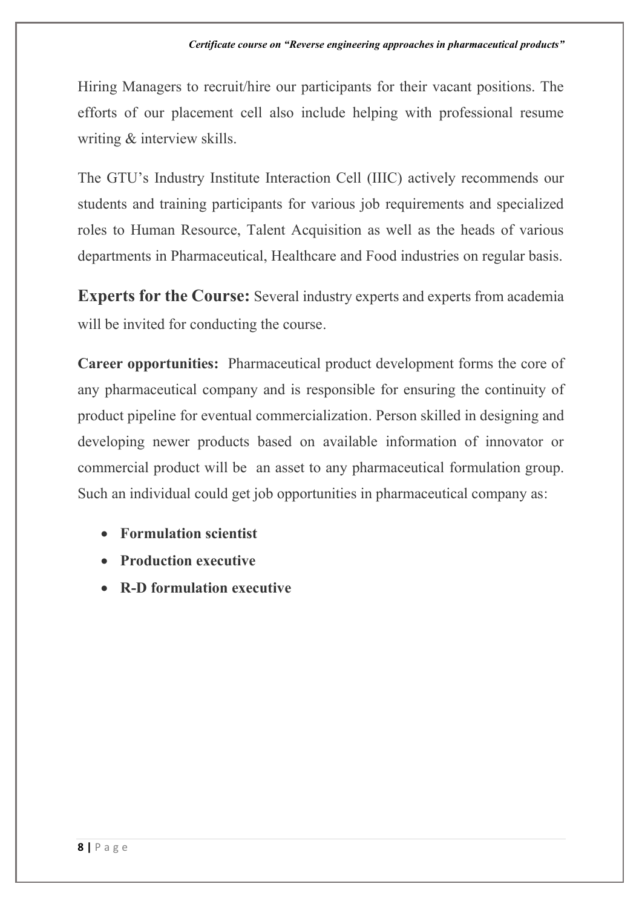Hiring Managers to recruit/hire our participants for their vacant positions. The efforts of our placement cell also include helping with professional resume writing & interview skills.

The GTU's Industry Institute Interaction Cell (IIIC) actively recommends our students and training participants for various job requirements and specialized roles to Human Resource, Talent Acquisition as well as the heads of various departments in Pharmaceutical, Healthcare and Food industries on regular basis.

**Experts for the Course:** Several industry experts and experts from academia will be invited for conducting the course.

**Career opportunities:** Pharmaceutical product development forms the core of any pharmaceutical company and is responsible for ensuring the continuity of product pipeline for eventual commercialization. Person skilled in designing and developing newer products based on available information of innovator or commercial product will be an asset to any pharmaceutical formulation group. Such an individual could get job opportunities in pharmaceutical company as:

- **Formulation scientist**
- **Production executive**
- **R-D formulation executive**